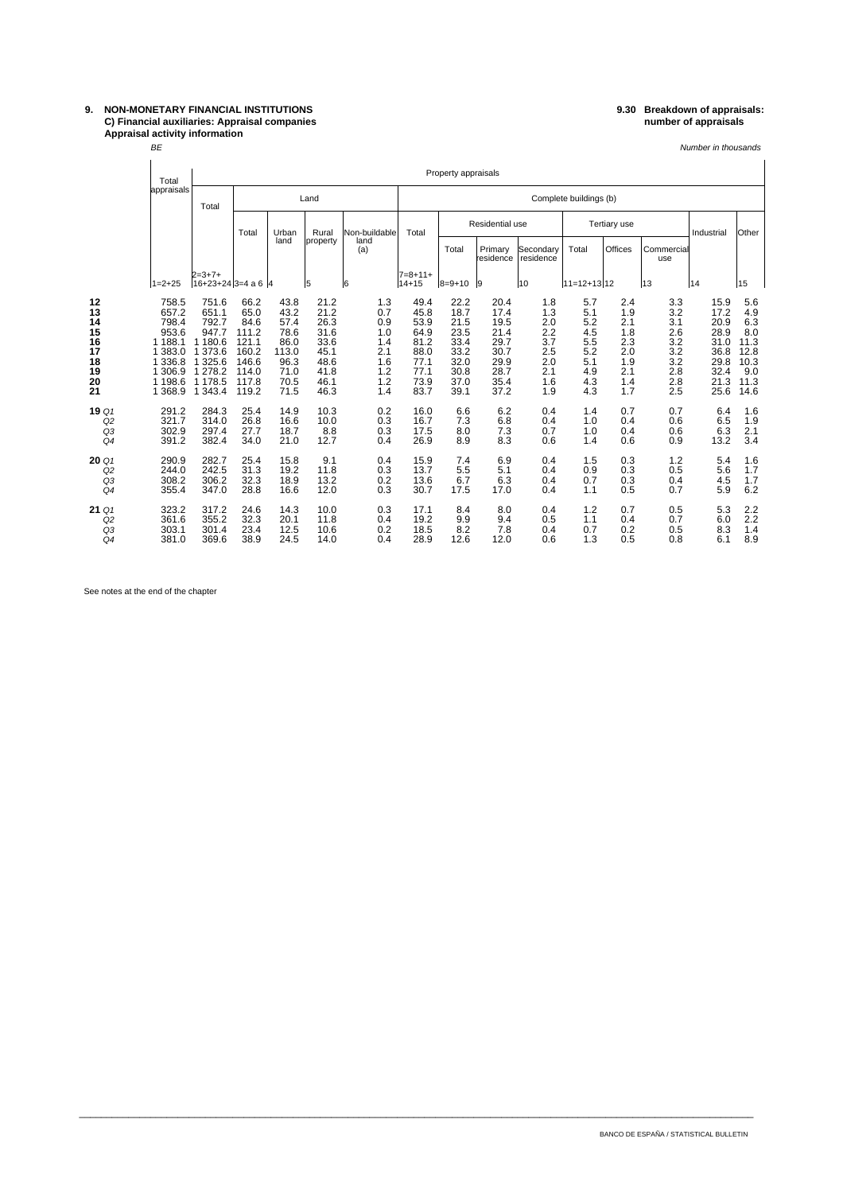# 9. NON-MONETARY FINANCIAL INSTITUTIONS
## C) Financial auxiliaries: Appraisal companies
### Appraisal activity information

**9.30 Breakdown of appraisals: number of appraisals**

*BE* *Number in thousands*

| | Total appraisals | Property appraisals | | | | | | | | | | | | | | |
|---|---|---|---|---|---|---|---|---|---|---|---|---|---|---|---|---|
| | | Total | Land | | | | Complete buildings (b) | | | | | | | | | |
| | | | Total | Urban land | Rural property | Non-buildable land (a) | Total | Residential use | | | Tertiary use | | | Industrial | Other |
| | | | | | | | | Total | Primary residence | Secondary residence | Total | Offices | Commercial use | | |
| | 1=2+25 | 2=3+7+ 16+23+24 | 3=4 a 6 | 4 | 5 | 6 | 7=8+11+ 14+15 | 8=9+10 | 9 | 10 | 11=12+13 | 12 | 13 | 14 | 15 |
| 12 | 758.5 | 751.6 | 66.2 | 43.8 | 21.2 | 1.3 | 49.4 | 22.2 | 20.4 | 1.8 | 5.7 | 2.4 | 3.3 | 15.9 | 5.6 |
| 13 | 657.2 | 651.1 | 65.0 | 43.2 | 21.2 | 0.7 | 45.8 | 18.7 | 17.4 | 1.3 | 5.1 | 1.9 | 3.2 | 17.2 | 4.9 |
| 14 | 798.4 | 792.7 | 84.6 | 57.4 | 26.3 | 0.9 | 53.9 | 21.5 | 19.5 | 2.0 | 5.2 | 2.1 | 3.1 | 20.9 | 6.3 |
| 15 | 953.6 | 947.7 | 111.2 | 78.6 | 31.6 | 1.0 | 64.9 | 23.5 | 21.4 | 2.2 | 4.5 | 1.8 | 2.6 | 28.9 | 8.0 |
| 16 | 1 188.1 | 1 180.6 | 121.1 | 86.0 | 33.6 | 1.4 | 81.2 | 33.4 | 29.7 | 3.7 | 5.5 | 2.3 | 3.2 | 31.0 | 11.3 |
| 17 | 1 383.0 | 1 373.6 | 160.2 | 113.0 | 45.1 | 2.1 | 88.0 | 33.2 | 30.7 | 2.5 | 5.2 | 2.0 | 3.2 | 36.8 | 12.8 |
| 18 | 1 336.8 | 1 325.6 | 146.6 | 96.3 | 48.6 | 1.6 | 77.1 | 32.0 | 29.9 | 2.0 | 5.1 | 1.9 | 3.2 | 29.8 | 10.3 |
| 19 | 1 306.9 | 1 278.2 | 114.0 | 71.0 | 41.8 | 1.2 | 77.1 | 30.8 | 28.7 | 2.1 | 4.9 | 2.1 | 2.8 | 32.4 | 9.0 |
| 20 | 1 198.6 | 1 178.5 | 117.8 | 70.5 | 46.1 | 1.2 | 73.9 | 37.0 | 35.4 | 1.6 | 4.3 | 1.4 | 2.8 | 21.3 | 11.3 |
| 21 | 1 368.9 | 1 343.4 | 119.2 | 71.5 | 46.3 | 1.4 | 83.7 | 39.1 | 37.2 | 1.9 | 4.3 | 1.7 | 2.5 | 25.6 | 14.6 |
| **19** *Q1* | 291.2 | 284.3 | 25.4 | 14.9 | 10.3 | 0.2 | 16.0 | 6.6 | 6.2 | 0.4 | 1.4 | 0.7 | 0.7 | 6.4 | 1.6 |
| *Q2* | 321.7 | 314.0 | 26.8 | 16.6 | 10.0 | 0.3 | 16.7 | 7.3 | 6.8 | 0.4 | 1.0 | 0.4 | 0.6 | 6.5 | 1.9 |
| *Q3* | 302.9 | 297.4 | 27.7 | 18.7 | 8.8 | 0.3 | 17.5 | 8.0 | 7.3 | 0.7 | 1.0 | 0.4 | 0.6 | 6.3 | 2.1 |
| *Q4* | 391.2 | 382.4 | 34.0 | 21.0 | 12.7 | 0.4 | 26.9 | 8.9 | 8.3 | 0.6 | 1.4 | 0.6 | 0.9 | 13.2 | 3.4 |
| **20** *Q1* | 290.9 | 282.7 | 25.4 | 15.8 | 9.1 | 0.4 | 15.9 | 7.4 | 6.9 | 0.4 | 1.5 | 0.3 | 1.2 | 5.4 | 1.6 |
| *Q2* | 244.0 | 242.5 | 31.3 | 19.2 | 11.8 | 0.3 | 13.7 | 5.5 | 5.1 | 0.4 | 0.9 | 0.3 | 0.5 | 5.6 | 1.7 |
| *Q3* | 308.2 | 306.2 | 32.3 | 18.9 | 13.2 | 0.2 | 13.6 | 6.7 | 6.3 | 0.4 | 0.7 | 0.3 | 0.4 | 4.5 | 1.7 |
| *Q4* | 355.4 | 347.0 | 28.8 | 16.6 | 12.0 | 0.3 | 30.7 | 17.5 | 17.0 | 0.4 | 1.1 | 0.5 | 0.7 | 5.9 | 6.2 |
| **21** *Q1* | 323.2 | 317.2 | 24.6 | 14.3 | 10.0 | 0.3 | 17.1 | 8.4 | 8.0 | 0.4 | 1.2 | 0.7 | 0.5 | 5.3 | 2.2 |
| *Q2* | 361.6 | 355.2 | 32.3 | 20.1 | 11.8 | 0.4 | 19.2 | 9.9 | 9.4 | 0.5 | 1.1 | 0.4 | 0.7 | 6.0 | 2.2 |
| *Q3* | 303.1 | 301.4 | 23.4 | 12.5 | 10.6 | 0.2 | 18.5 | 8.2 | 7.8 | 0.4 | 0.7 | 0.2 | 0.5 | 8.3 | 1.4 |
| *Q4* | 381.0 | 369.6 | 38.9 | 24.5 | 14.0 | 0.4 | 28.9 | 12.6 | 12.0 | 0.6 | 1.3 | 0.5 | 0.8 | 6.1 | 8.9 |

See notes at the end of the chapter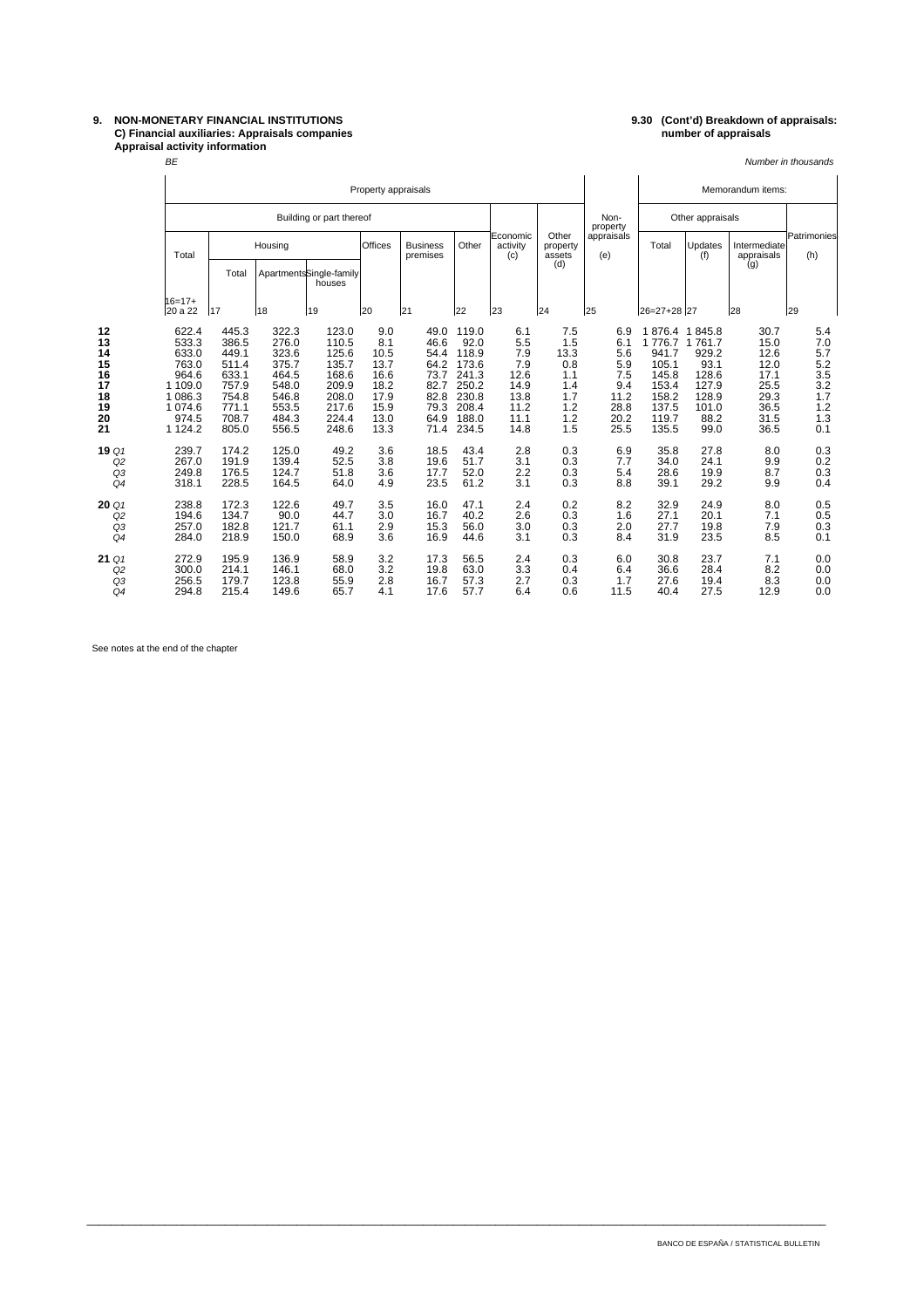**9. NON-MONETARY FINANCIAL INSTITUTIONS**
**C) Financial auxiliaries: Appraisals companies**
**Appraisal activity information**

**9.30 (Cont'd) Breakdown of appraisals: number of appraisals**

*BE* — *Number in thousands*

| | Property appraisals | | | | | | | | | | Memorandum items: | | | |
|---|---|---|---|---|---|---|---|---|---|---|---|---|---|---|
| | Building or part thereof | | | | | | | Economic activity (c) | Other property assets (d) | Non-property appraisals (e) | Other appraisals | | | Patrimonies (h) |
| | Total | Housing | | | Offices | Business premises | Other | | | | Total | Updates (f) | Intermediate appraisals (g) | |
| | | Total | Apartments | Single-family houses | | | | | | | | | | |
| | 16=17+20 a 22 | 17 | 18 | 19 | 20 | 21 | 22 | 23 | 24 | 25 | 26=27+28 | 27 | 28 | 29 |
| **12** | 622.4 | 445.3 | 322.3 | 123.0 | 9.0 | 49.0 | 119.0 | 6.1 | 7.5 | 6.9 | 1 876.4 | 1 845.8 | 30.7 | 5.4 |
| **13** | 533.3 | 386.5 | 276.0 | 110.5 | 8.1 | 46.6 | 92.0 | 5.5 | 1.5 | 6.1 | 1 776.7 | 1 761.7 | 15.0 | 7.0 |
| **14** | 633.0 | 449.1 | 323.6 | 125.6 | 10.5 | 54.4 | 118.9 | 7.9 | 13.3 | 5.6 | 941.7 | 929.2 | 12.6 | 5.7 |
| **15** | 763.0 | 511.4 | 375.7 | 135.7 | 13.7 | 64.2 | 173.6 | 7.9 | 0.8 | 5.9 | 105.1 | 93.1 | 12.0 | 5.2 |
| **16** | 964.6 | 633.1 | 464.5 | 168.6 | 16.6 | 73.7 | 241.3 | 12.6 | 1.1 | 7.5 | 145.8 | 128.6 | 17.1 | 3.5 |
| **17** | 1 109.0 | 757.9 | 548.0 | 209.9 | 18.2 | 82.7 | 250.2 | 14.9 | 1.4 | 9.4 | 153.4 | 127.9 | 25.5 | 3.2 |
| **18** | 1 086.3 | 754.8 | 546.8 | 208.0 | 17.9 | 82.8 | 230.8 | 13.8 | 1.7 | 11.2 | 158.2 | 128.9 | 29.3 | 1.7 |
| **19** | 1 074.6 | 771.1 | 553.5 | 217.6 | 15.9 | 79.3 | 208.4 | 11.2 | 1.2 | 28.8 | 137.5 | 101.0 | 36.5 | 1.2 |
| **20** | 974.5 | 708.7 | 484.3 | 224.4 | 13.0 | 64.9 | 188.0 | 11.1 | 1.2 | 20.2 | 119.7 | 88.2 | 31.5 | 1.3 |
| **21** | 1 124.2 | 805.0 | 556.5 | 248.6 | 13.3 | 71.4 | 234.5 | 14.8 | 1.5 | 25.5 | 135.5 | 99.0 | 36.5 | 0.1 |
| **19** *Q1* | 239.7 | 174.2 | 125.0 | 49.2 | 3.6 | 18.5 | 43.4 | 2.8 | 0.3 | 6.9 | 35.8 | 27.8 | 8.0 | 0.3 |
| *Q2* | 267.0 | 191.9 | 139.4 | 52.5 | 3.8 | 19.6 | 51.7 | 3.1 | 0.3 | 7.7 | 34.0 | 24.1 | 9.9 | 0.2 |
| *Q3* | 249.8 | 176.5 | 124.7 | 51.8 | 3.6 | 17.7 | 52.0 | 2.2 | 0.3 | 5.4 | 28.6 | 19.9 | 8.7 | 0.3 |
| *Q4* | 318.1 | 228.5 | 164.5 | 64.0 | 4.9 | 23.5 | 61.2 | 3.1 | 0.3 | 8.8 | 39.1 | 29.2 | 9.9 | 0.4 |
| **20** *Q1* | 238.8 | 172.3 | 122.6 | 49.7 | 3.5 | 16.0 | 47.1 | 2.4 | 0.2 | 8.2 | 32.9 | 24.9 | 8.0 | 0.5 |
| *Q2* | 194.6 | 134.7 | 90.0 | 44.7 | 3.0 | 16.7 | 40.2 | 2.6 | 0.3 | 1.6 | 27.1 | 20.1 | 7.1 | 0.5 |
| *Q3* | 257.0 | 182.8 | 121.7 | 61.1 | 2.9 | 15.3 | 56.0 | 3.0 | 0.3 | 2.0 | 27.7 | 19.8 | 7.9 | 0.3 |
| *Q4* | 284.0 | 218.9 | 150.0 | 68.9 | 3.6 | 16.9 | 44.6 | 3.1 | 0.3 | 8.4 | 31.9 | 23.5 | 8.5 | 0.1 |
| **21** *Q1* | 272.9 | 195.9 | 136.9 | 58.9 | 3.2 | 17.3 | 56.5 | 2.4 | 0.3 | 6.0 | 30.8 | 23.7 | 7.1 | 0.0 |
| *Q2* | 300.0 | 214.1 | 146.1 | 68.0 | 3.2 | 19.8 | 63.0 | 3.3 | 0.4 | 6.4 | 36.6 | 28.4 | 8.2 | 0.0 |
| *Q3* | 256.5 | 179.7 | 123.8 | 55.9 | 2.8 | 16.7 | 57.3 | 2.7 | 0.3 | 1.7 | 27.6 | 19.4 | 8.3 | 0.0 |
| *Q4* | 294.8 | 215.4 | 149.6 | 65.7 | 4.1 | 17.6 | 57.7 | 6.4 | 0.6 | 11.5 | 40.4 | 27.5 | 12.9 | 0.0 |

See notes at the end of the chapter